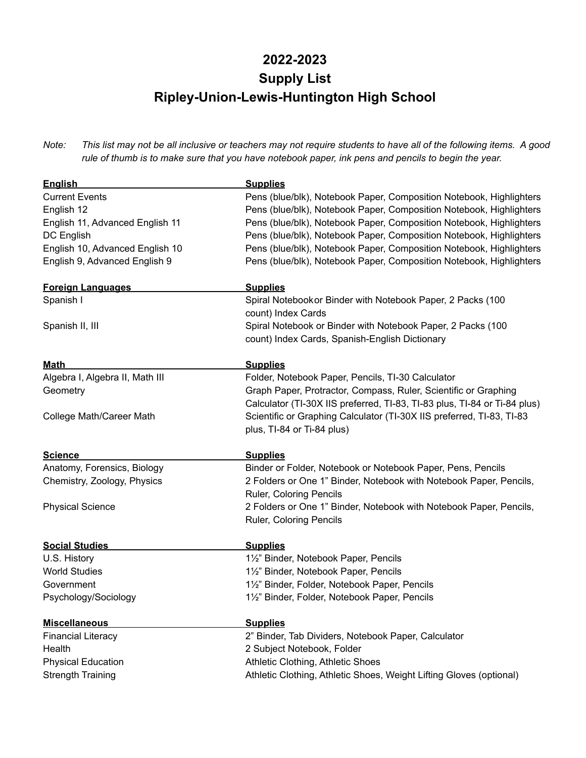# 2022-2023
# Supply List
# Ripley-Union-Lewis-Huntington High School

*Note: This list may not be all inclusive or teachers may not require students to have all of the following items. A good rule of thumb is to make sure that you have notebook paper, ink pens and pencils to begin the year.*

| English | Supplies |
|---|---|
| Current Events | Pens (blue/blk), Notebook Paper, Composition Notebook, Highlighters |
| English 12 | Pens (blue/blk), Notebook Paper, Composition Notebook, Highlighters |
| English 11, Advanced English 11 | Pens (blue/blk), Notebook Paper, Composition Notebook, Highlighters |
| DC English | Pens (blue/blk), Notebook Paper, Composition Notebook, Highlighters |
| English 10, Advanced English 10 | Pens (blue/blk), Notebook Paper, Composition Notebook, Highlighters |
| English 9, Advanced English 9 | Pens (blue/blk), Notebook Paper, Composition Notebook, Highlighters |

| Foreign Languages | Supplies |
|---|---|
| Spanish I | Spiral Notebookor Binder with Notebook Paper, 2 Packs (100 count) Index Cards |
| Spanish II, III | Spiral Notebook or Binder with Notebook Paper, 2 Packs (100 count) Index Cards, Spanish-English Dictionary |

| Math | Supplies |
|---|---|
| Algebra I, Algebra II, Math III | Folder, Notebook Paper, Pencils, TI-30 Calculator |
| Geometry | Graph Paper, Protractor, Compass, Ruler, Scientific or Graphing Calculator (TI-30X IIS preferred, TI-83, TI-83 plus, TI-84 or Ti-84 plus) |
| College Math/Career Math | Scientific or Graphing Calculator (TI-30X IIS preferred, TI-83, TI-83 plus, TI-84 or Ti-84 plus) |

| Science | Supplies |
|---|---|
| Anatomy, Forensics, Biology | Binder or Folder, Notebook or Notebook Paper, Pens, Pencils |
| Chemistry, Zoology, Physics | 2 Folders or One 1" Binder, Notebook with Notebook Paper, Pencils, Ruler, Coloring Pencils |
| Physical Science | 2 Folders or One 1" Binder, Notebook with Notebook Paper, Pencils, Ruler, Coloring Pencils |

| Social Studies | Supplies |
|---|---|
| U.S. History | 1½" Binder, Notebook Paper, Pencils |
| World Studies | 1½" Binder, Notebook Paper, Pencils |
| Government | 1½" Binder, Folder, Notebook Paper, Pencils |
| Psychology/Sociology | 1½" Binder, Folder, Notebook Paper, Pencils |

| Miscellaneous | Supplies |
|---|---|
| Financial Literacy | 2" Binder, Tab Dividers, Notebook Paper, Calculator |
| Health | 2 Subject Notebook, Folder |
| Physical Education | Athletic Clothing, Athletic Shoes |
| Strength Training | Athletic Clothing, Athletic Shoes, Weight Lifting Gloves (optional) |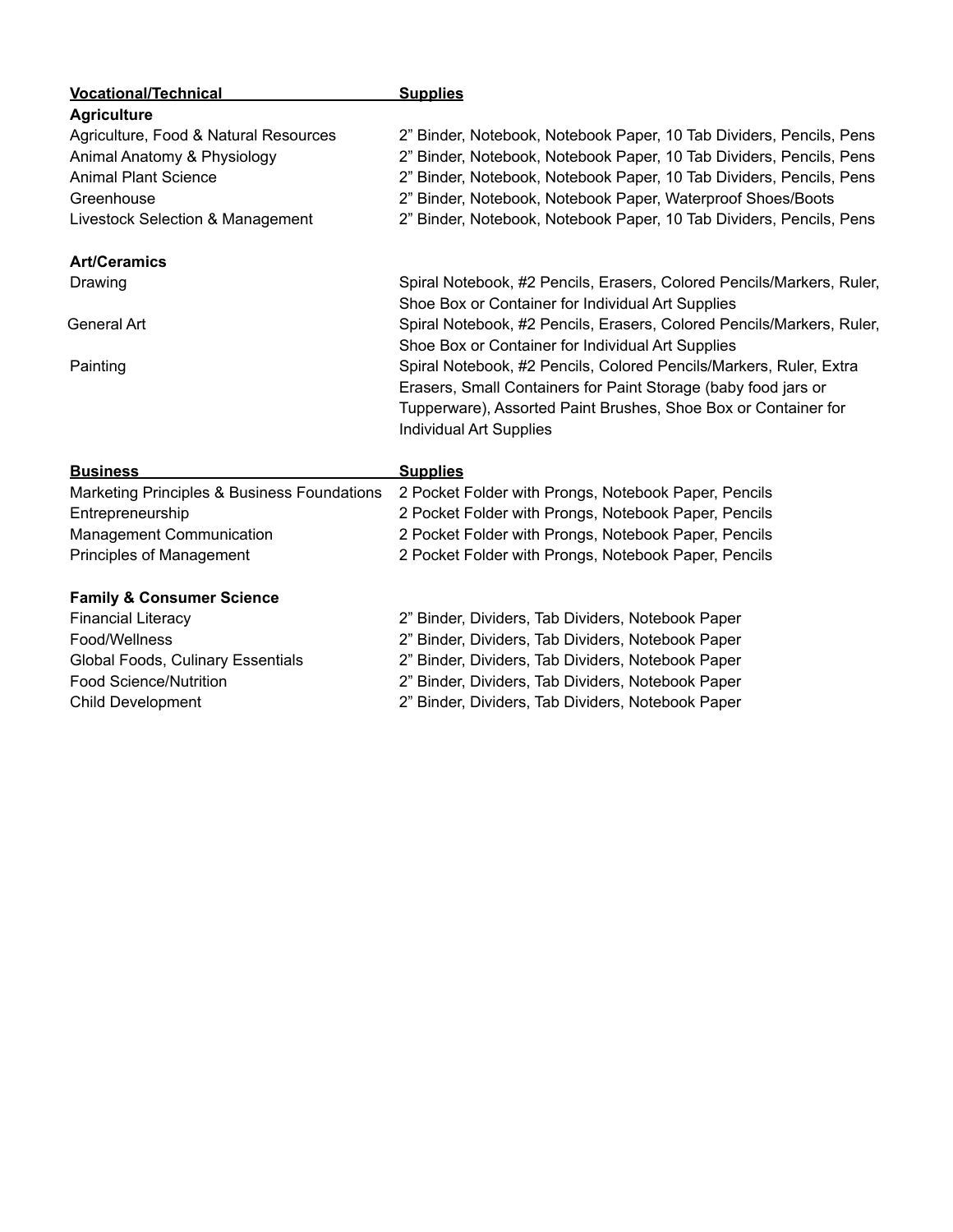| Vocational/Technical | Supplies |
|---|---|
| **Agriculture** | |
| Agriculture, Food & Natural Resources | 2" Binder, Notebook, Notebook Paper, 10 Tab Dividers, Pencils, Pens |
| Animal Anatomy & Physiology | 2" Binder, Notebook, Notebook Paper, 10 Tab Dividers, Pencils, Pens |
| Animal Plant Science | 2" Binder, Notebook, Notebook Paper, 10 Tab Dividers, Pencils, Pens |
| Greenhouse | 2" Binder, Notebook, Notebook Paper, Waterproof Shoes/Boots |
| Livestock Selection & Management | 2" Binder, Notebook, Notebook Paper, 10 Tab Dividers, Pencils, Pens |
| **Art/Ceramics** | |
| Drawing | Spiral Notebook, #2 Pencils, Erasers, Colored Pencils/Markers, Ruler, Shoe Box or Container for Individual Art Supplies |
| General Art | Spiral Notebook, #2 Pencils, Erasers, Colored Pencils/Markers, Ruler, Shoe Box or Container for Individual Art Supplies |
| Painting | Spiral Notebook, #2 Pencils, Colored Pencils/Markers, Ruler, Extra Erasers, Small Containers for Paint Storage (baby food jars or Tupperware), Assorted Paint Brushes, Shoe Box or Container for Individual Art Supplies |

| Business | Supplies |
|---|---|
| Marketing Principles & Business Foundations | 2 Pocket Folder with Prongs, Notebook Paper, Pencils |
| Entrepreneurship | 2 Pocket Folder with Prongs, Notebook Paper, Pencils |
| Management Communication | 2 Pocket Folder with Prongs, Notebook Paper, Pencils |
| Principles of Management | 2 Pocket Folder with Prongs, Notebook Paper, Pencils |
| **Family & Consumer Science** | |
| Financial Literacy | 2" Binder, Dividers, Tab Dividers, Notebook Paper |
| Food/Wellness | 2" Binder, Dividers, Tab Dividers, Notebook Paper |
| Global Foods, Culinary Essentials | 2" Binder, Dividers, Tab Dividers, Notebook Paper |
| Food Science/Nutrition | 2" Binder, Dividers, Tab Dividers, Notebook Paper |
| Child Development | 2" Binder, Dividers, Tab Dividers, Notebook Paper |